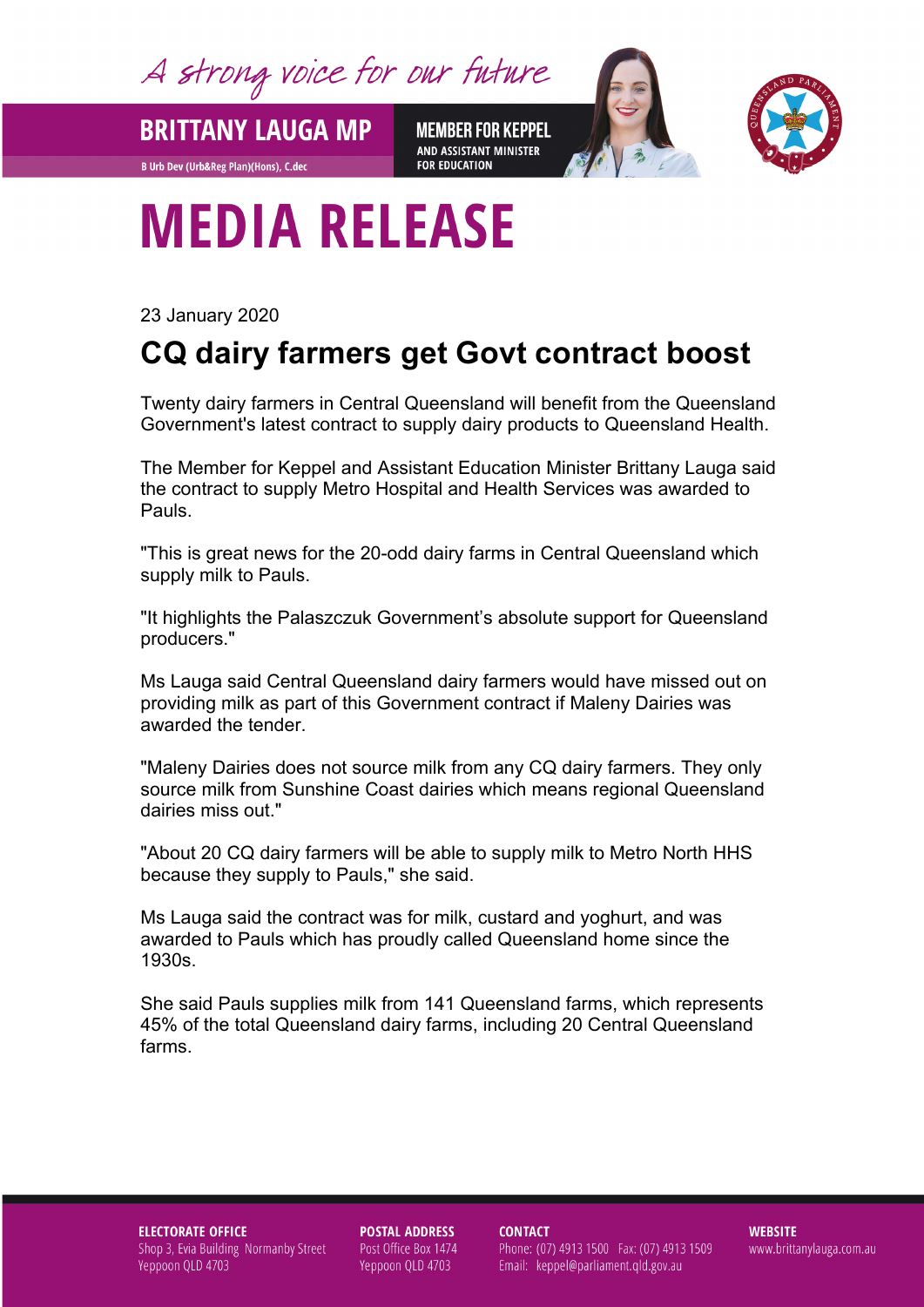A strong voice for our future

**BRITTANY LAUGA MP**

B Urb Dev (Urb&Reg Plan)(Hons), C.dec

**MEMBER FOR KEPPEL**
**AND ASSISTANT MINISTER FOR EDUCATION**

# MEDIA RELEASE

23 January 2020

## CQ dairy farmers get Govt contract boost

Twenty dairy farmers in Central Queensland will benefit from the Queensland Government's latest contract to supply dairy products to Queensland Health.

The Member for Keppel and Assistant Education Minister Brittany Lauga said the contract to supply Metro Hospital and Health Services was awarded to Pauls.

"This is great news for the 20-odd dairy farms in Central Queensland which supply milk to Pauls.

"It highlights the Palaszczuk Government's absolute support for Queensland producers."

Ms Lauga said Central Queensland dairy farmers would have missed out on providing milk as part of this Government contract if Maleny Dairies was awarded the tender.

"Maleny Dairies does not source milk from any CQ dairy farmers. They only source milk from Sunshine Coast dairies which means regional Queensland dairies miss out."

"About 20 CQ dairy farmers will be able to supply milk to Metro North HHS because they supply to Pauls," she said.

Ms Lauga said the contract was for milk, custard and yoghurt, and was awarded to Pauls which has proudly called Queensland home since the 1930s.

She said Pauls supplies milk from 141 Queensland farms, which represents 45% of the total Queensland dairy farms, including 20 Central Queensland farms.

**ELECTORATE OFFICE**
Shop 3, Evia Building Normanby Street
Yeppoon QLD 4703

**POSTAL ADDRESS**
Post Office Box 1474
Yeppoon QLD 4703

**CONTACT**
Phone: (07) 4913 1500 Fax: (07) 4913 1509
Email: keppel@parliament.qld.gov.au

**WEBSITE**
www.brittanylauga.com.au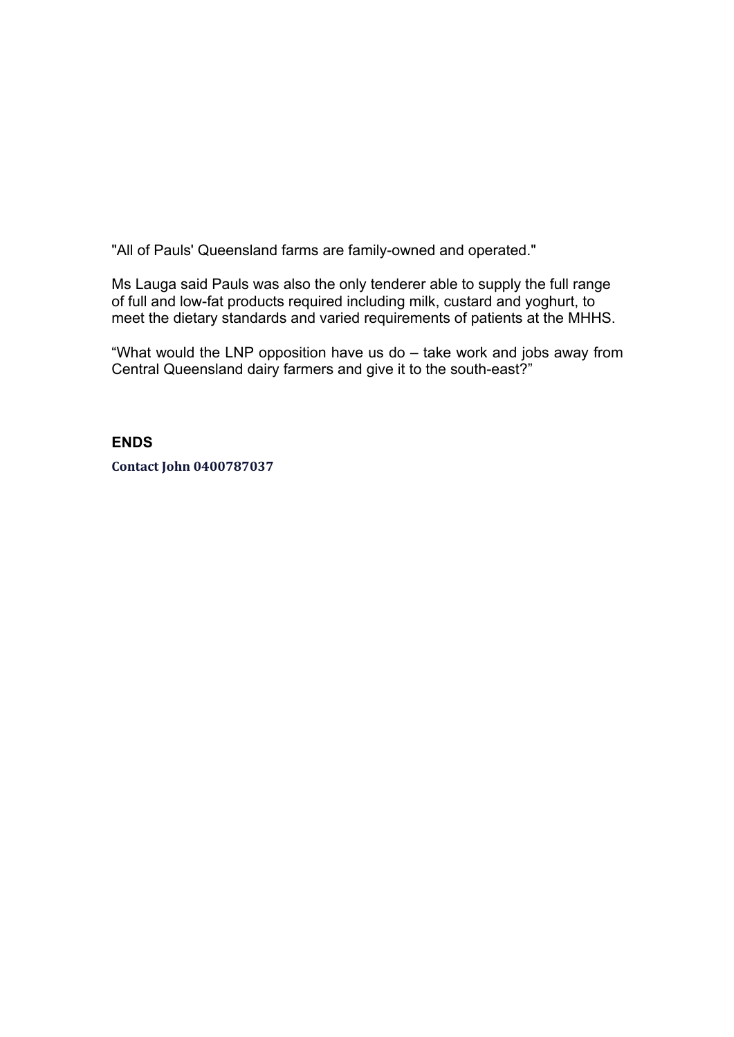"All of Pauls' Queensland farms are family-owned and operated."

Ms Lauga said Pauls was also the only tenderer able to supply the full range of full and low-fat products required including milk, custard and yoghurt, to meet the dietary standards and varied requirements of patients at the MHHS.

“What would the LNP opposition have us do – take work and jobs away from Central Queensland dairy farmers and give it to the south-east?”

**ENDS**

**Contact John 0400787037**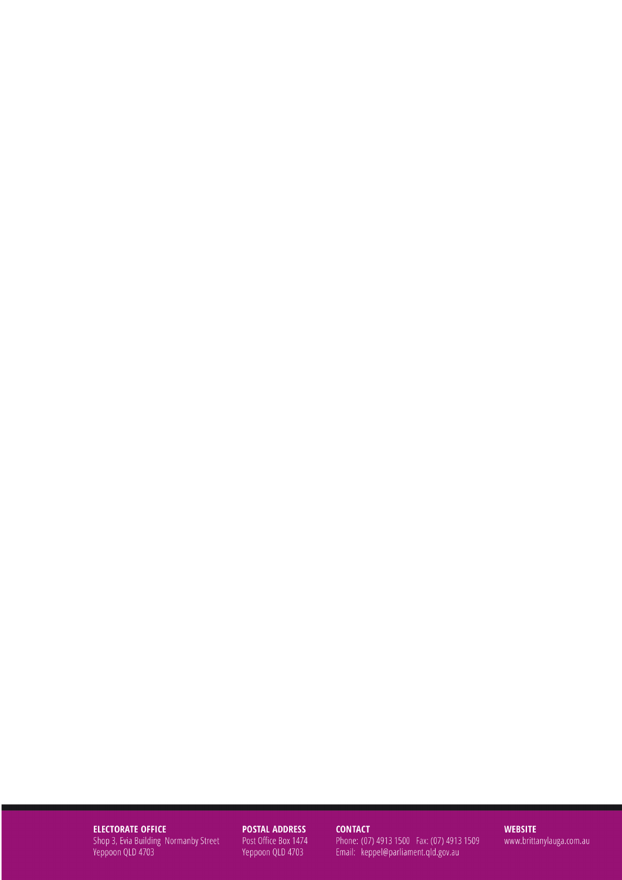**ELECTORATE OFFICE**
Shop 3, Evia Building Normanby Street
Yeppoon QLD 4703

**POSTAL ADDRESS**
Post Office Box 1474
Yeppoon QLD 4703

**CONTACT**
Phone: (07) 4913 1500 Fax: (07) 4913 1509
Email: keppel@parliament.qld.gov.au

**WEBSITE**
www.brittanylauga.com.au